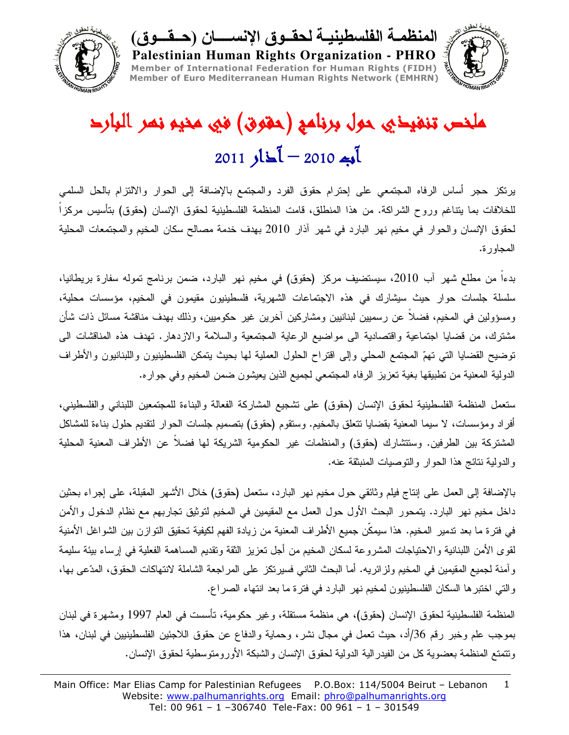# المنظمة الفلسطينية لحقوق الإنسان (حقوق)

**Palestinian Human Rights Organization - PHRO**

**Member of International Federation for Human Rights (FIDH)**
**Member of Euro Mediterranean Human Rights Network (EMHRN)**

# ملخص تنفيذي حول برنامج (حقوق) في مخيم نهر البارد

## آب 2010 – آذار 2011

يرتكز حجر أساس الرفاه المجتمعي على إحترام حقوق الفرد والمجتمع بالإضافة إلى الحوار والالتزام بالحل السلمي للخلافات بما يتناغم وروح الشراكة. من هذا المنطلق، قامت المنظمة الفلسطينية لحقوق الإنسان (حقوق) بتأسيس مركزاً لحقوق الإنسان والحوار في مخيم نهر البارد في شهر آذار 2010 بهدف خدمة مصالح سكان المخيم والمجتمعات المحلية المجاورة.

بدءاً من مطلع شهر آب 2010، سيستضيف مركز (حقوق) في مخيم نهر البارد، ضمن برنامج تموله سفارة بريطانيا، سلسلة جلسات حوار حيث سيشارك في هذه الاجتماعات الشهرية، فلسطينيون مقيمون في المخيم، مؤسسات محلية، ومسؤولين في المخيم، فضلاً عن رسميين لبنانيين ومشاركين آخرين غير حكوميين، وذلك بهدف مناقشة مسائل ذات شأن مشترك، من قضايا اجتماعية واقتصادية الى مواضيع الرعاية المجتمعية والسلامة والازدهار. تهدف هذه المناقشات الى توضيح القضايا التي تهمّ المجتمع المحلي وإلى اقتراح الحلول العملية لها بحيث يتمكن الفلسطينيون واللبنانيون والأطراف الدولية المعنية من تطبيقها بغية تعزيز الرفاه المجتمعي لجميع الذين يعيشون ضمن المخيم وفي جواره.

ستعمل المنظمة الفلسطينية لحقوق الإنسان (حقوق) على تشجيع المشاركة الفعالة والبناءة للمجتمعين اللبناني والفلسطيني، أفراد ومؤسسات، لا سيما المعنية بقضايا تتعلق بالمخيم. وستقوم (حقوق) بتصميم جلسات الحوار لتقديم حلول بناءة للمشاكل المشتركة بين الطرفين. وستتشارك (حقوق) والمنظمات غير الحكومية الشريكة لها فضلاً عن الأطراف المعنية المحلية والدولية نتائج هذا الحوار والتوصيات المنبثقة عنه.

بالإضافة إلى العمل على إنتاج فيلم وثائقي حول مخيم نهر البارد، ستعمل (حقوق) خلال الأشهر المقبلة، على إجراء بحثين داخل مخيم نهر البارد. يتمحور البحث الأول حول العمل مع المقيمين في المخيم لتوثيق تجاربهم مع نظام الدخول والأمن في فترة ما بعد تدمير المخيم. هذا سيمكّن جميع الأطراف المعنية من زيادة الفهم لكيفية تحقيق التوازن بين الشواغل الأمنية لقوى الأمن اللبنانية والاحتياجات المشروعة لسكان المخيم من أجل تعزيز الثقة وتقديم المساهمة الفعلية في إرساء بيئة سليمة وآمنة لجميع المقيمين في المخيم ولزائريه. أما البحث الثاني فسيرتكز على المراجعة الشاملة لانتهاكات الحقوق، المدّعى بها، والتي اختبرها السكان الفلسطينيون لمخيم نهر البارد في فترة ما بعد انتهاء الصراع.

المنظمة الفلسطينية لحقوق الإنسان (حقوق)، هي منظمة مستقلة، وغير حكومية، تأسست في العام 1997 ومشهرة في لبنان بموجب علم وخبر رقم 36/أد، حيث تعمل في مجال نشر، وحماية والدفاع عن حقوق اللاجئين الفلسطينيين في لبنان، هذا وتتمتع المنظمة بعضوية كل من الفيدرالية الدولية لحقوق الإنسان والشبكة الأورومتوسطية لحقوق الإنسان.

Main Office: Mar Elias Camp for Palestinian Refugees P.O.Box: 114/5004 Beirut – Lebanon
Website: www.palhumanrights.org Email: phro@palhumanrights.org
Tel: 00 961 – 1 –306740 Tele-Fax: 00 961 – 1 – 301549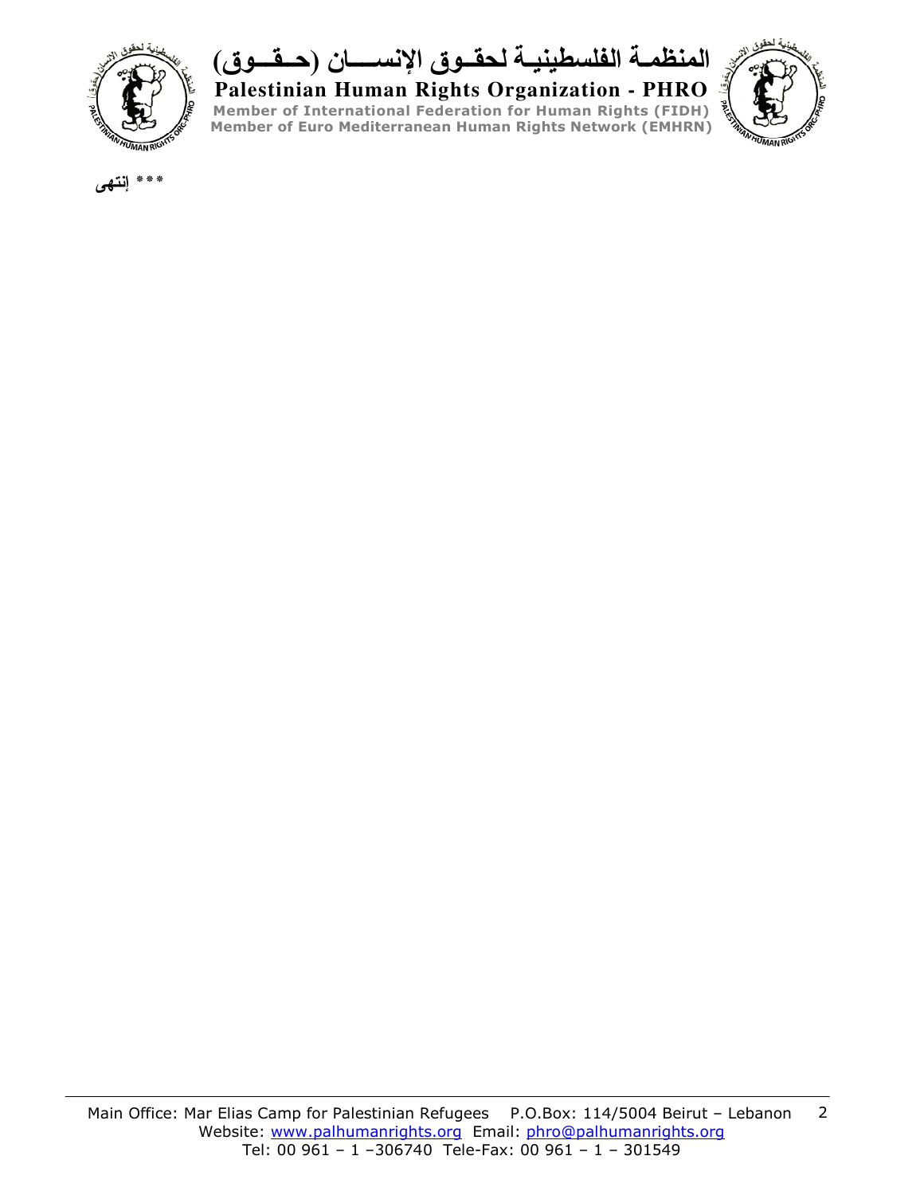*** إنتهى